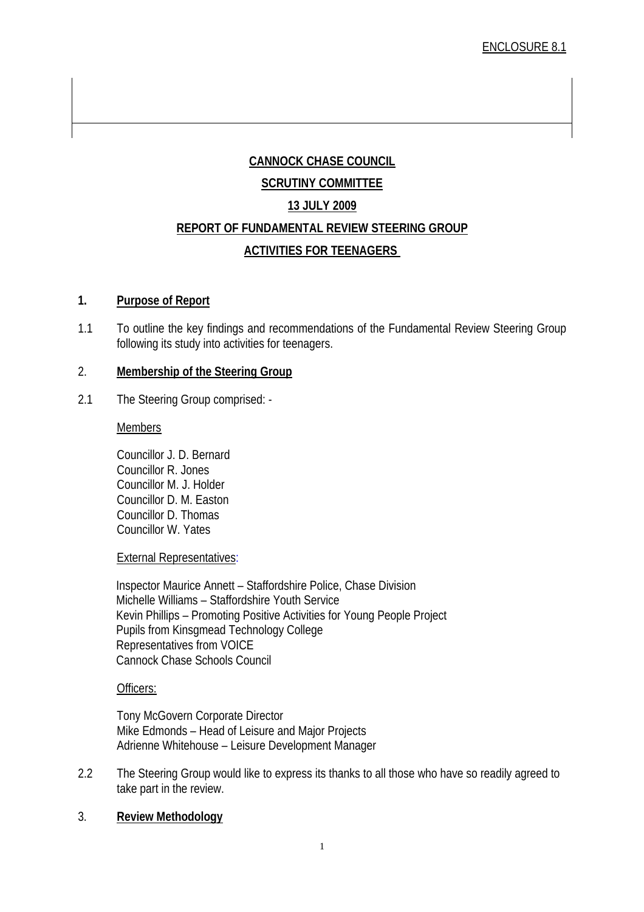ENCLOSURE 8.1

**CANNOCK CHASE COUNCIL**

**SCRUTINY COMMITTEE**

**13 JULY 2009**

**REPORT OF FUNDAMENTAL REVIEW STEERING GROUP**

**ACTIVITIES FOR TEENAGERS**

## 1. Purpose of Report

1.1 To outline the key findings and recommendations of the Fundamental Review Steering Group following its study into activities for teenagers.

## 2. Membership of the Steering Group

2.1 The Steering Group comprised: -

Members

Councillor J. D. Bernard
Councillor R. Jones
Councillor M. J. Holder
Councillor D. M. Easton
Councillor D. Thomas
Councillor W. Yates

External Representatives:

Inspector Maurice Annett – Staffordshire Police, Chase Division
Michelle Williams – Staffordshire Youth Service
Kevin Phillips – Promoting Positive Activities for Young People Project
Pupils from Kinsgmead Technology College
Representatives from VOICE
Cannock Chase Schools Council

Officers:

Tony McGovern Corporate Director
Mike Edmonds – Head of Leisure and Major Projects
Adrienne Whitehouse – Leisure Development Manager

2.2 The Steering Group would like to express its thanks to all those who have so readily agreed to take part in the review.

## 3. Review Methodology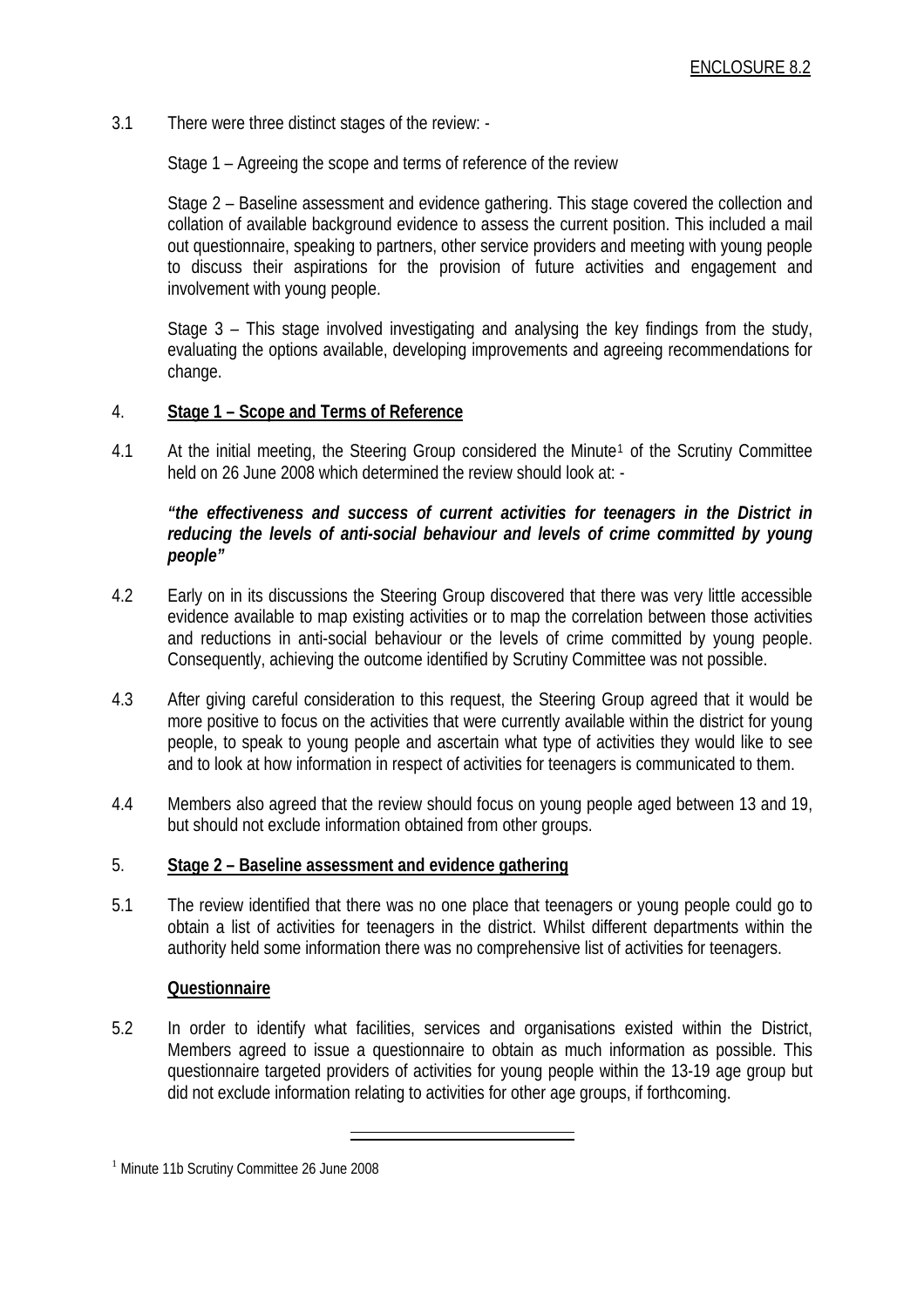3.1 There were three distinct stages of the review: -

Stage 1 – Agreeing the scope and terms of reference of the review

Stage 2 – Baseline assessment and evidence gathering. This stage covered the collection and collation of available background evidence to assess the current position. This included a mail out questionnaire, speaking to partners, other service providers and meeting with young people to discuss their aspirations for the provision of future activities and engagement and involvement with young people.

Stage 3 – This stage involved investigating and analysing the key findings from the study, evaluating the options available, developing improvements and agreeing recommendations for change.

## 4. Stage 1 – Scope and Terms of Reference

4.1 At the initial meeting, the Steering Group considered the Minute[1] of the Scrutiny Committee held on 26 June 2008 which determined the review should look at: -

***"the effectiveness and success of current activities for teenagers in the District in reducing the levels of anti-social behaviour and levels of crime committed by young people"***

4.2 Early on in its discussions the Steering Group discovered that there was very little accessible evidence available to map existing activities or to map the correlation between those activities and reductions in anti-social behaviour or the levels of crime committed by young people. Consequently, achieving the outcome identified by Scrutiny Committee was not possible.

4.3 After giving careful consideration to this request, the Steering Group agreed that it would be more positive to focus on the activities that were currently available within the district for young people, to speak to young people and ascertain what type of activities they would like to see and to look at how information in respect of activities for teenagers is communicated to them.

4.4 Members also agreed that the review should focus on young people aged between 13 and 19, but should not exclude information obtained from other groups.

## 5. Stage 2 – Baseline assessment and evidence gathering

5.1 The review identified that there was no one place that teenagers or young people could go to obtain a list of activities for teenagers in the district. Whilst different departments within the authority held some information there was no comprehensive list of activities for teenagers.

### Questionnaire

5.2 In order to identify what facilities, services and organisations existed within the District, Members agreed to issue a questionnaire to obtain as much information as possible. This questionnaire targeted providers of activities for young people within the 13-19 age group but did not exclude information relating to activities for other age groups, if forthcoming.

---

[1] Minute 11b Scrutiny Committee 26 June 2008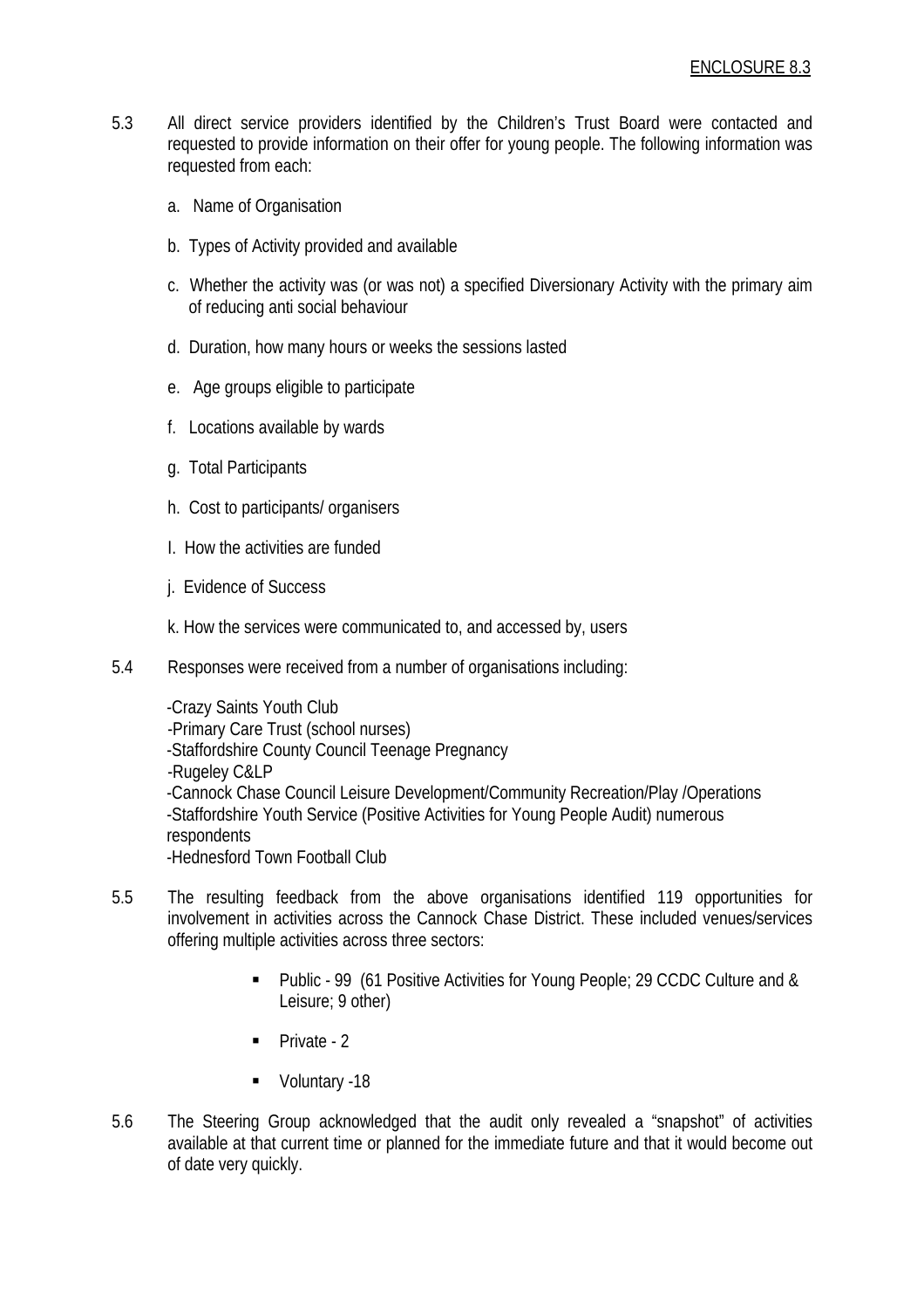ENCLOSURE 8.3

5.3 All direct service providers identified by the Children's Trust Board were contacted and requested to provide information on their offer for young people. The following information was requested from each:

a. Name of Organisation

b. Types of Activity provided and available

c. Whether the activity was (or was not) a specified Diversionary Activity with the primary aim of reducing anti social behaviour

d. Duration, how many hours or weeks the sessions lasted

e. Age groups eligible to participate

f. Locations available by wards

g. Total Participants

h. Cost to participants/ organisers

I. How the activities are funded

j. Evidence of Success

k. How the services were communicated to, and accessed by, users

5.4 Responses were received from a number of organisations including:

-Crazy Saints Youth Club
-Primary Care Trust (school nurses)
-Staffordshire County Council Teenage Pregnancy
-Rugeley C&LP
-Cannock Chase Council Leisure Development/Community Recreation/Play /Operations
-Staffordshire Youth Service (Positive Activities for Young People Audit) numerous respondents
-Hednesford Town Football Club

5.5 The resulting feedback from the above organisations identified 119 opportunities for involvement in activities across the Cannock Chase District. These included venues/services offering multiple activities across three sectors:

- Public - 99 (61 Positive Activities for Young People; 29 CCDC Culture and & Leisure; 9 other)
- Private - 2
- Voluntary -18

5.6 The Steering Group acknowledged that the audit only revealed a "snapshot" of activities available at that current time or planned for the immediate future and that it would become out of date very quickly.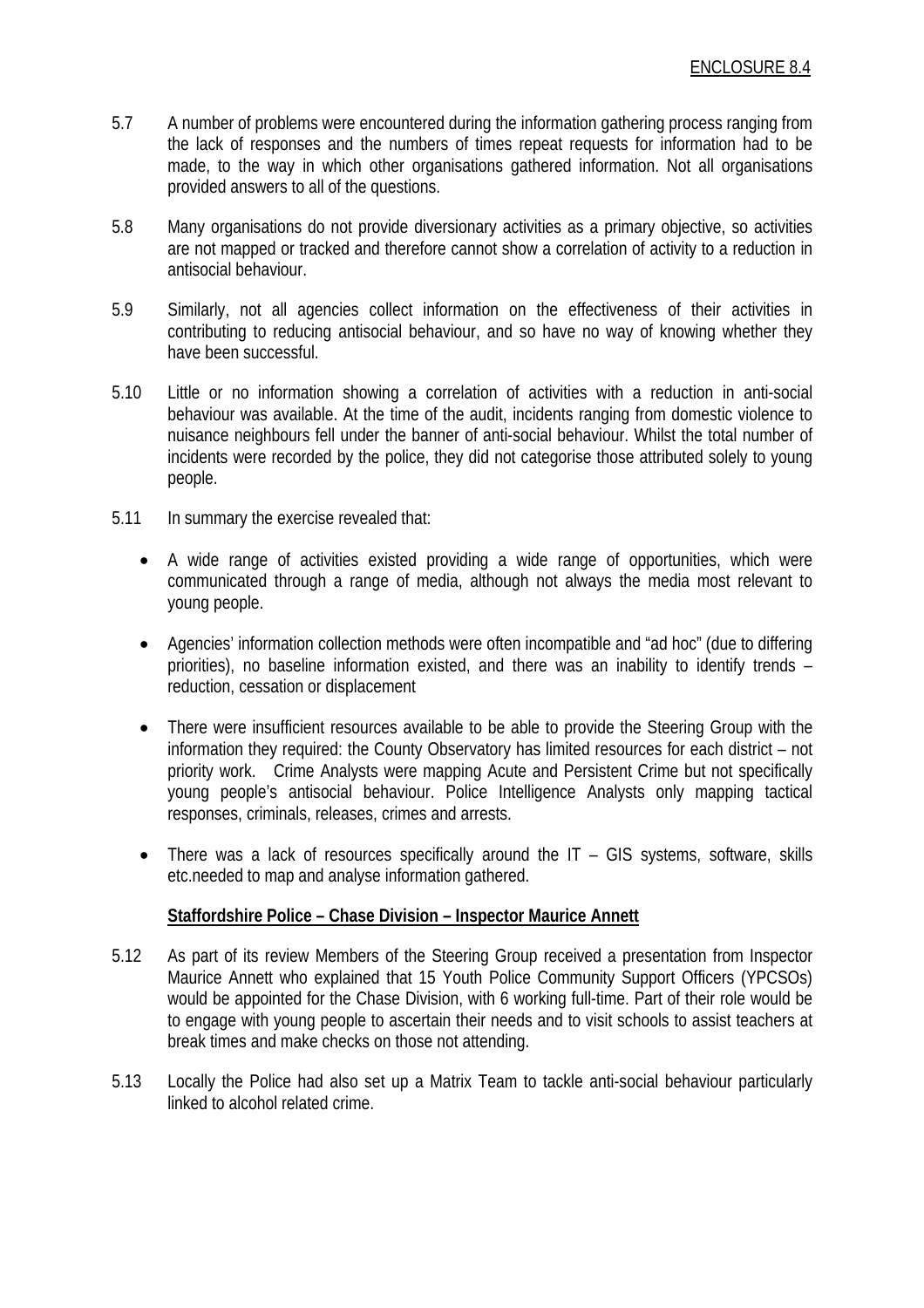ENCLOSURE 8.4

5.7 A number of problems were encountered during the information gathering process ranging from the lack of responses and the numbers of times repeat requests for information had to be made, to the way in which other organisations gathered information. Not all organisations provided answers to all of the questions.

5.8 Many organisations do not provide diversionary activities as a primary objective, so activities are not mapped or tracked and therefore cannot show a correlation of activity to a reduction in antisocial behaviour.

5.9 Similarly, not all agencies collect information on the effectiveness of their activities in contributing to reducing antisocial behaviour, and so have no way of knowing whether they have been successful.

5.10 Little or no information showing a correlation of activities with a reduction in anti-social behaviour was available. At the time of the audit, incidents ranging from domestic violence to nuisance neighbours fell under the banner of anti-social behaviour. Whilst the total number of incidents were recorded by the police, they did not categorise those attributed solely to young people.

5.11 In summary the exercise revealed that:

- A wide range of activities existed providing a wide range of opportunities, which were communicated through a range of media, although not always the media most relevant to young people.
- Agencies' information collection methods were often incompatible and "ad hoc" (due to differing priorities), no baseline information existed, and there was an inability to identify trends – reduction, cessation or displacement
- There were insufficient resources available to be able to provide the Steering Group with the information they required: the County Observatory has limited resources for each district – not priority work. Crime Analysts were mapping Acute and Persistent Crime but not specifically young people's antisocial behaviour. Police Intelligence Analysts only mapping tactical responses, criminals, releases, crimes and arrests.
- There was a lack of resources specifically around the IT – GIS systems, software, skills etc.needed to map and analyse information gathered.

**Staffordshire Police – Chase Division – Inspector Maurice Annett**

5.12 As part of its review Members of the Steering Group received a presentation from Inspector Maurice Annett who explained that 15 Youth Police Community Support Officers (YPCSOs) would be appointed for the Chase Division, with 6 working full-time. Part of their role would be to engage with young people to ascertain their needs and to visit schools to assist teachers at break times and make checks on those not attending.

5.13 Locally the Police had also set up a Matrix Team to tackle anti-social behaviour particularly linked to alcohol related crime.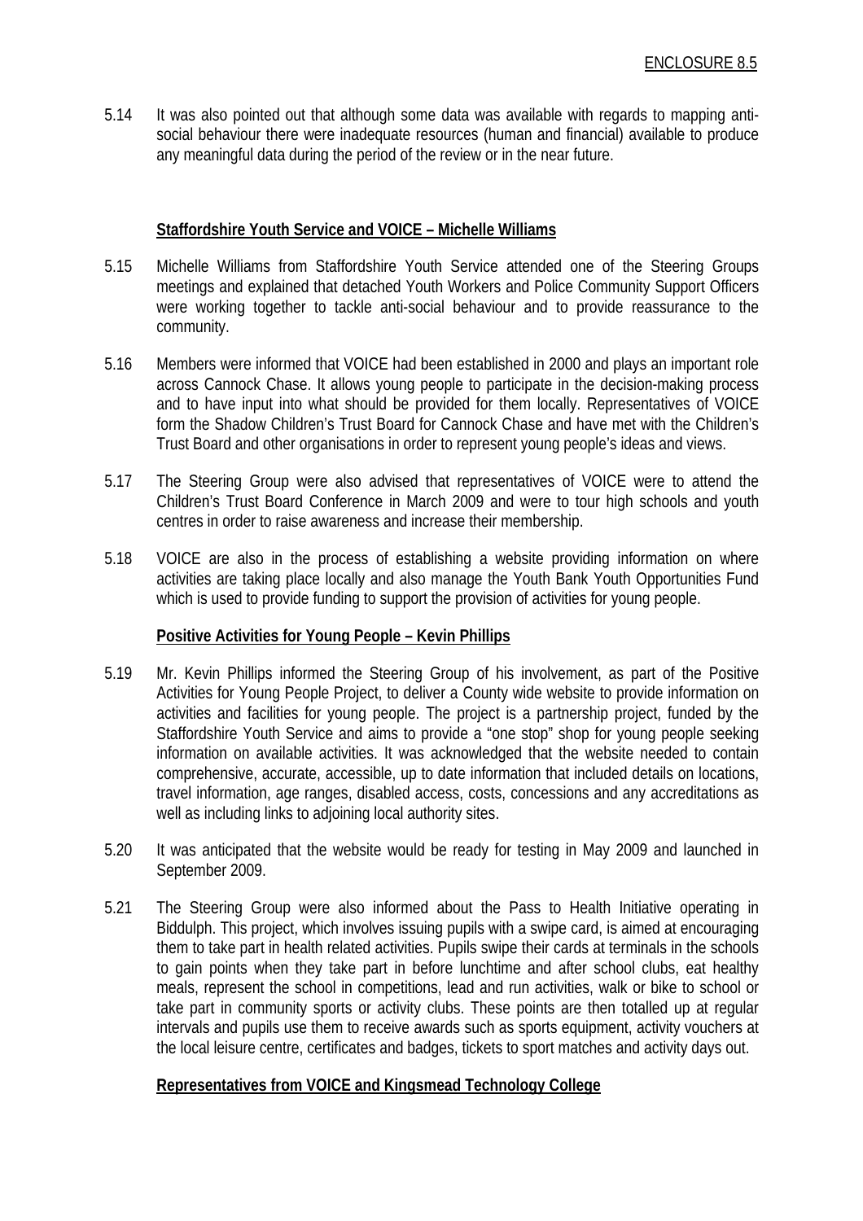5.14 It was also pointed out that although some data was available with regards to mapping anti-social behaviour there were inadequate resources (human and financial) available to produce any meaningful data during the period of the review or in the near future.

**Staffordshire Youth Service and VOICE – Michelle Williams**

5.15 Michelle Williams from Staffordshire Youth Service attended one of the Steering Groups meetings and explained that detached Youth Workers and Police Community Support Officers were working together to tackle anti-social behaviour and to provide reassurance to the community.

5.16 Members were informed that VOICE had been established in 2000 and plays an important role across Cannock Chase. It allows young people to participate in the decision-making process and to have input into what should be provided for them locally. Representatives of VOICE form the Shadow Children's Trust Board for Cannock Chase and have met with the Children's Trust Board and other organisations in order to represent young people's ideas and views.

5.17 The Steering Group were also advised that representatives of VOICE were to attend the Children's Trust Board Conference in March 2009 and were to tour high schools and youth centres in order to raise awareness and increase their membership.

5.18 VOICE are also in the process of establishing a website providing information on where activities are taking place locally and also manage the Youth Bank Youth Opportunities Fund which is used to provide funding to support the provision of activities for young people.

**Positive Activities for Young People – Kevin Phillips**

5.19 Mr. Kevin Phillips informed the Steering Group of his involvement, as part of the Positive Activities for Young People Project, to deliver a County wide website to provide information on activities and facilities for young people. The project is a partnership project, funded by the Staffordshire Youth Service and aims to provide a "one stop" shop for young people seeking information on available activities. It was acknowledged that the website needed to contain comprehensive, accurate, accessible, up to date information that included details on locations, travel information, age ranges, disabled access, costs, concessions and any accreditations as well as including links to adjoining local authority sites.

5.20 It was anticipated that the website would be ready for testing in May 2009 and launched in September 2009.

5.21 The Steering Group were also informed about the Pass to Health Initiative operating in Biddulph. This project, which involves issuing pupils with a swipe card, is aimed at encouraging them to take part in health related activities. Pupils swipe their cards at terminals in the schools to gain points when they take part in before lunchtime and after school clubs, eat healthy meals, represent the school in competitions, lead and run activities, walk or bike to school or take part in community sports or activity clubs. These points are then totalled up at regular intervals and pupils use them to receive awards such as sports equipment, activity vouchers at the local leisure centre, certificates and badges, tickets to sport matches and activity days out.

**Representatives from VOICE and Kingsmead Technology College**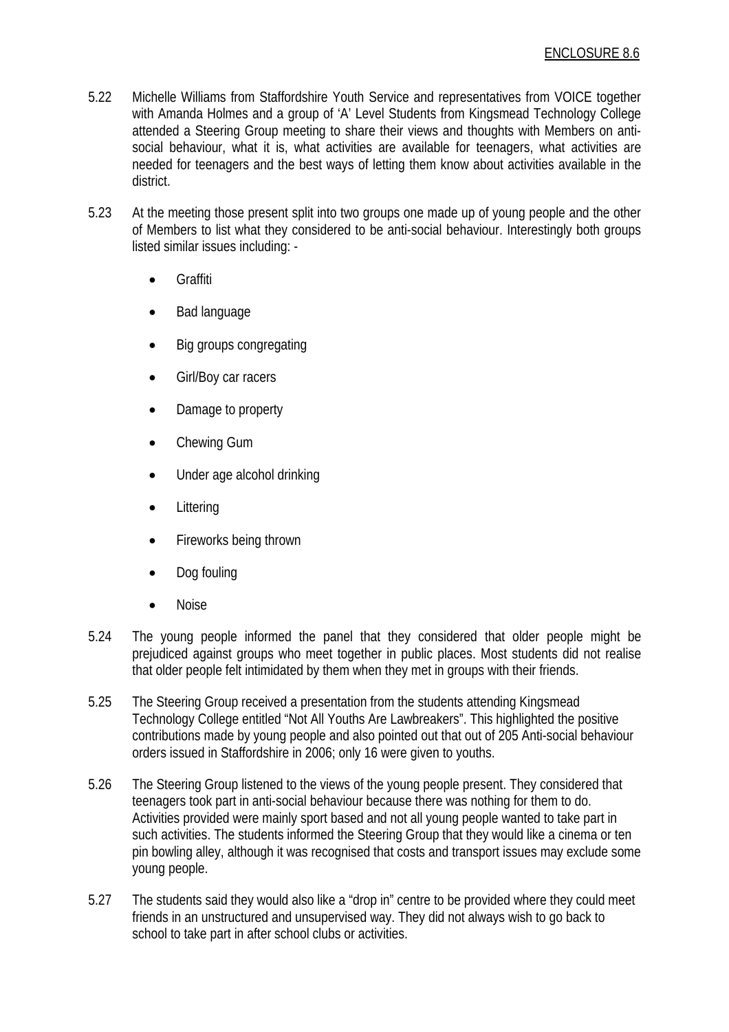ENCLOSURE 8.6

5.22 Michelle Williams from Staffordshire Youth Service and representatives from VOICE together with Amanda Holmes and a group of 'A' Level Students from Kingsmead Technology College attended a Steering Group meeting to share their views and thoughts with Members on anti-social behaviour, what it is, what activities are available for teenagers, what activities are needed for teenagers and the best ways of letting them know about activities available in the district.

5.23 At the meeting those present split into two groups one made up of young people and the other of Members to list what they considered to be anti-social behaviour. Interestingly both groups listed similar issues including: -

- Graffiti
- Bad language
- Big groups congregating
- Girl/Boy car racers
- Damage to property
- Chewing Gum
- Under age alcohol drinking
- Littering
- Fireworks being thrown
- Dog fouling
- Noise

5.24 The young people informed the panel that they considered that older people might be prejudiced against groups who meet together in public places. Most students did not realise that older people felt intimidated by them when they met in groups with their friends.

5.25 The Steering Group received a presentation from the students attending Kingsmead Technology College entitled "Not All Youths Are Lawbreakers". This highlighted the positive contributions made by young people and also pointed out that out of 205 Anti-social behaviour orders issued in Staffordshire in 2006; only 16 were given to youths.

5.26 The Steering Group listened to the views of the young people present. They considered that teenagers took part in anti-social behaviour because there was nothing for them to do. Activities provided were mainly sport based and not all young people wanted to take part in such activities. The students informed the Steering Group that they would like a cinema or ten pin bowling alley, although it was recognised that costs and transport issues may exclude some young people.

5.27 The students said they would also like a "drop in" centre to be provided where they could meet friends in an unstructured and unsupervised way. They did not always wish to go back to school to take part in after school clubs or activities.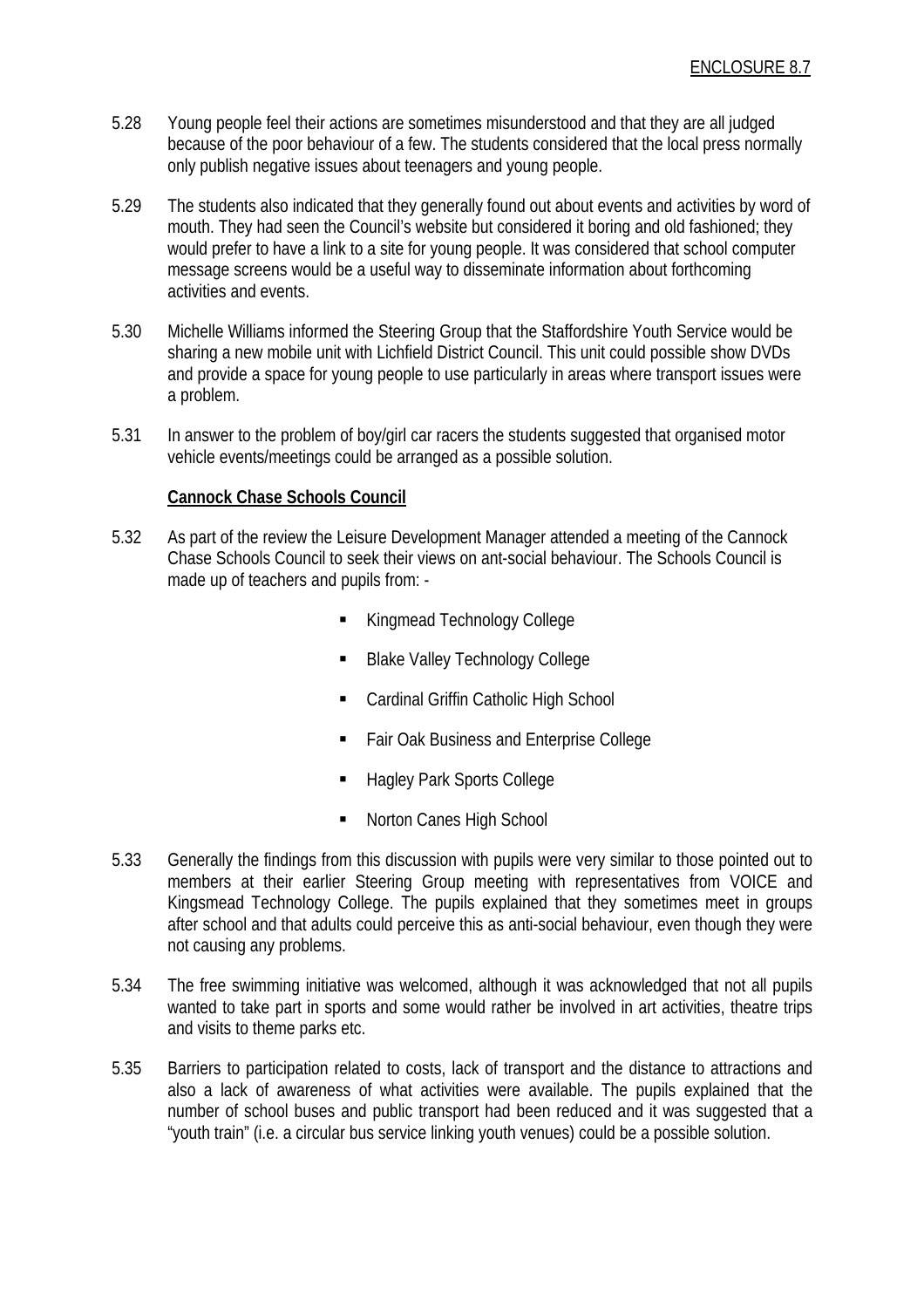ENCLOSURE 8.7

5.28 Young people feel their actions are sometimes misunderstood and that they are all judged because of the poor behaviour of a few. The students considered that the local press normally only publish negative issues about teenagers and young people.

5.29 The students also indicated that they generally found out about events and activities by word of mouth. They had seen the Council's website but considered it boring and old fashioned; they would prefer to have a link to a site for young people. It was considered that school computer message screens would be a useful way to disseminate information about forthcoming activities and events.

5.30 Michelle Williams informed the Steering Group that the Staffordshire Youth Service would be sharing a new mobile unit with Lichfield District Council. This unit could possible show DVDs and provide a space for young people to use particularly in areas where transport issues were a problem.

5.31 In answer to the problem of boy/girl car racers the students suggested that organised motor vehicle events/meetings could be arranged as a possible solution.

**Cannock Chase Schools Council**

5.32 As part of the review the Leisure Development Manager attended a meeting of the Cannock Chase Schools Council to seek their views on ant-social behaviour. The Schools Council is made up of teachers and pupils from: -

- Kingmead Technology College
- Blake Valley Technology College
- Cardinal Griffin Catholic High School
- Fair Oak Business and Enterprise College
- Hagley Park Sports College
- Norton Canes High School

5.33 Generally the findings from this discussion with pupils were very similar to those pointed out to members at their earlier Steering Group meeting with representatives from VOICE and Kingsmead Technology College. The pupils explained that they sometimes meet in groups after school and that adults could perceive this as anti-social behaviour, even though they were not causing any problems.

5.34 The free swimming initiative was welcomed, although it was acknowledged that not all pupils wanted to take part in sports and some would rather be involved in art activities, theatre trips and visits to theme parks etc.

5.35 Barriers to participation related to costs, lack of transport and the distance to attractions and also a lack of awareness of what activities were available. The pupils explained that the number of school buses and public transport had been reduced and it was suggested that a "youth train" (i.e. a circular bus service linking youth venues) could be a possible solution.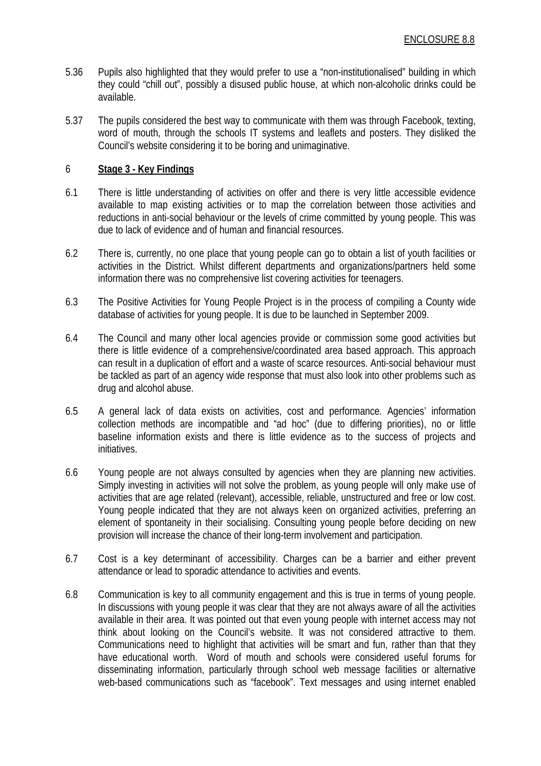5.36 Pupils also highlighted that they would prefer to use a "non-institutionalised" building in which they could "chill out", possibly a disused public house, at which non-alcoholic drinks could be available.

5.37 The pupils considered the best way to communicate with them was through Facebook, texting, word of mouth, through the schools IT systems and leaflets and posters. They disliked the Council's website considering it to be boring and unimaginative.

## 6 **Stage 3 - Key Findings**

6.1 There is little understanding of activities on offer and there is very little accessible evidence available to map existing activities or to map the correlation between those activities and reductions in anti-social behaviour or the levels of crime committed by young people. This was due to lack of evidence and of human and financial resources.

6.2 There is, currently, no one place that young people can go to obtain a list of youth facilities or activities in the District. Whilst different departments and organizations/partners held some information there was no comprehensive list covering activities for teenagers.

6.3 The Positive Activities for Young People Project is in the process of compiling a County wide database of activities for young people. It is due to be launched in September 2009.

6.4 The Council and many other local agencies provide or commission some good activities but there is little evidence of a comprehensive/coordinated area based approach. This approach can result in a duplication of effort and a waste of scarce resources. Anti-social behaviour must be tackled as part of an agency wide response that must also look into other problems such as drug and alcohol abuse.

6.5 A general lack of data exists on activities, cost and performance. Agencies' information collection methods are incompatible and "ad hoc" (due to differing priorities), no or little baseline information exists and there is little evidence as to the success of projects and initiatives.

6.6 Young people are not always consulted by agencies when they are planning new activities. Simply investing in activities will not solve the problem, as young people will only make use of activities that are age related (relevant), accessible, reliable, unstructured and free or low cost. Young people indicated that they are not always keen on organized activities, preferring an element of spontaneity in their socialising. Consulting young people before deciding on new provision will increase the chance of their long-term involvement and participation.

6.7 Cost is a key determinant of accessibility. Charges can be a barrier and either prevent attendance or lead to sporadic attendance to activities and events.

6.8 Communication is key to all community engagement and this is true in terms of young people. In discussions with young people it was clear that they are not always aware of all the activities available in their area. It was pointed out that even young people with internet access may not think about looking on the Council's website. It was not considered attractive to them. Communications need to highlight that activities will be smart and fun, rather than that they have educational worth. Word of mouth and schools were considered useful forums for disseminating information, particularly through school web message facilities or alternative web-based communications such as "facebook". Text messages and using internet enabled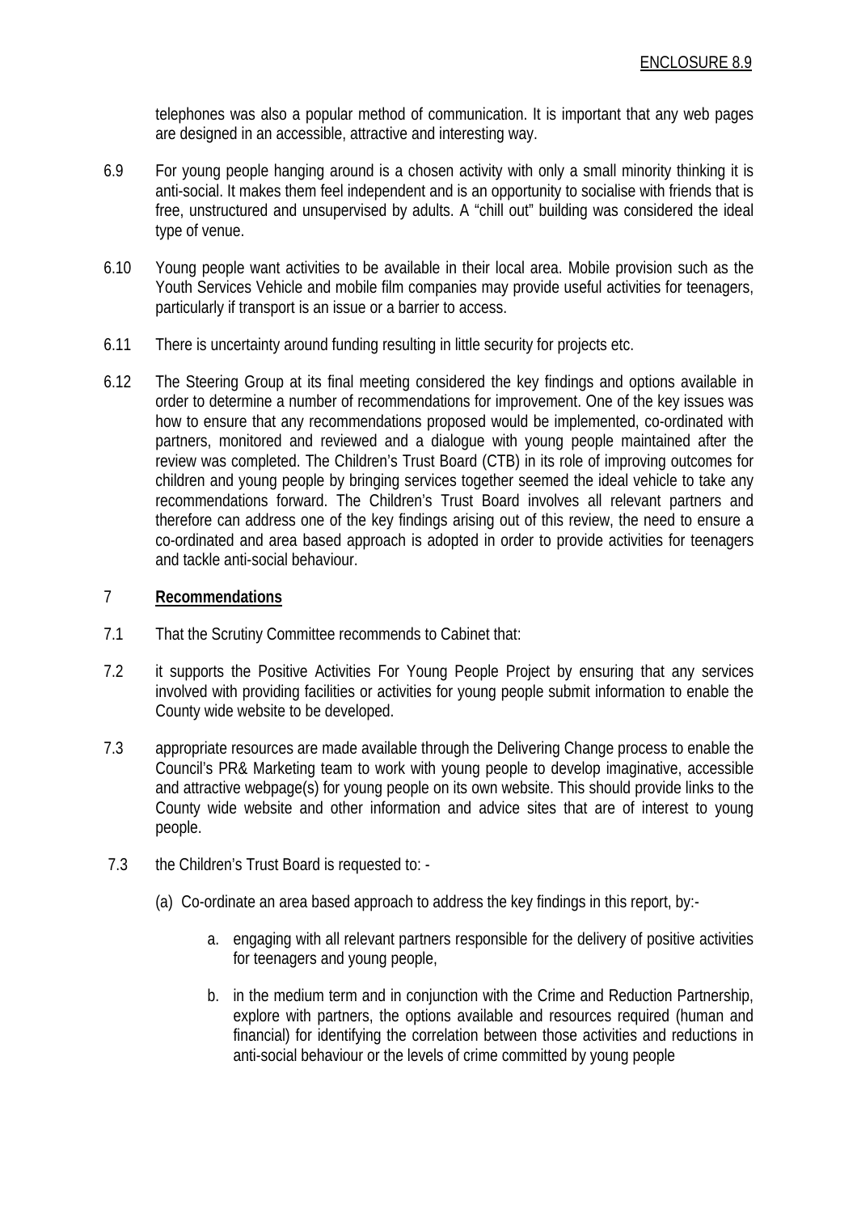telephones was also a popular method of communication. It is important that any web pages are designed in an accessible, attractive and interesting way.

6.9 For young people hanging around is a chosen activity with only a small minority thinking it is anti-social. It makes them feel independent and is an opportunity to socialise with friends that is free, unstructured and unsupervised by adults. A "chill out" building was considered the ideal type of venue.

6.10 Young people want activities to be available in their local area. Mobile provision such as the Youth Services Vehicle and mobile film companies may provide useful activities for teenagers, particularly if transport is an issue or a barrier to access.

6.11 There is uncertainty around funding resulting in little security for projects etc.

6.12 The Steering Group at its final meeting considered the key findings and options available in order to determine a number of recommendations for improvement. One of the key issues was how to ensure that any recommendations proposed would be implemented, co-ordinated with partners, monitored and reviewed and a dialogue with young people maintained after the review was completed. The Children's Trust Board (CTB) in its role of improving outcomes for children and young people by bringing services together seemed the ideal vehicle to take any recommendations forward. The Children's Trust Board involves all relevant partners and therefore can address one of the key findings arising out of this review, the need to ensure a co-ordinated and area based approach is adopted in order to provide activities for teenagers and tackle anti-social behaviour.

## 7 **Recommendations**

7.1 That the Scrutiny Committee recommends to Cabinet that:

7.2 it supports the Positive Activities For Young People Project by ensuring that any services involved with providing facilities or activities for young people submit information to enable the County wide website to be developed.

7.3 appropriate resources are made available through the Delivering Change process to enable the Council's PR& Marketing team to work with young people to develop imaginative, accessible and attractive webpage(s) for young people on its own website. This should provide links to the County wide website and other information and advice sites that are of interest to young people.

7.3 the Children's Trust Board is requested to: -

(a) Co-ordinate an area based approach to address the key findings in this report, by:-

a. engaging with all relevant partners responsible for the delivery of positive activities for teenagers and young people,

b. in the medium term and in conjunction with the Crime and Reduction Partnership, explore with partners, the options available and resources required (human and financial) for identifying the correlation between those activities and reductions in anti-social behaviour or the levels of crime committed by young people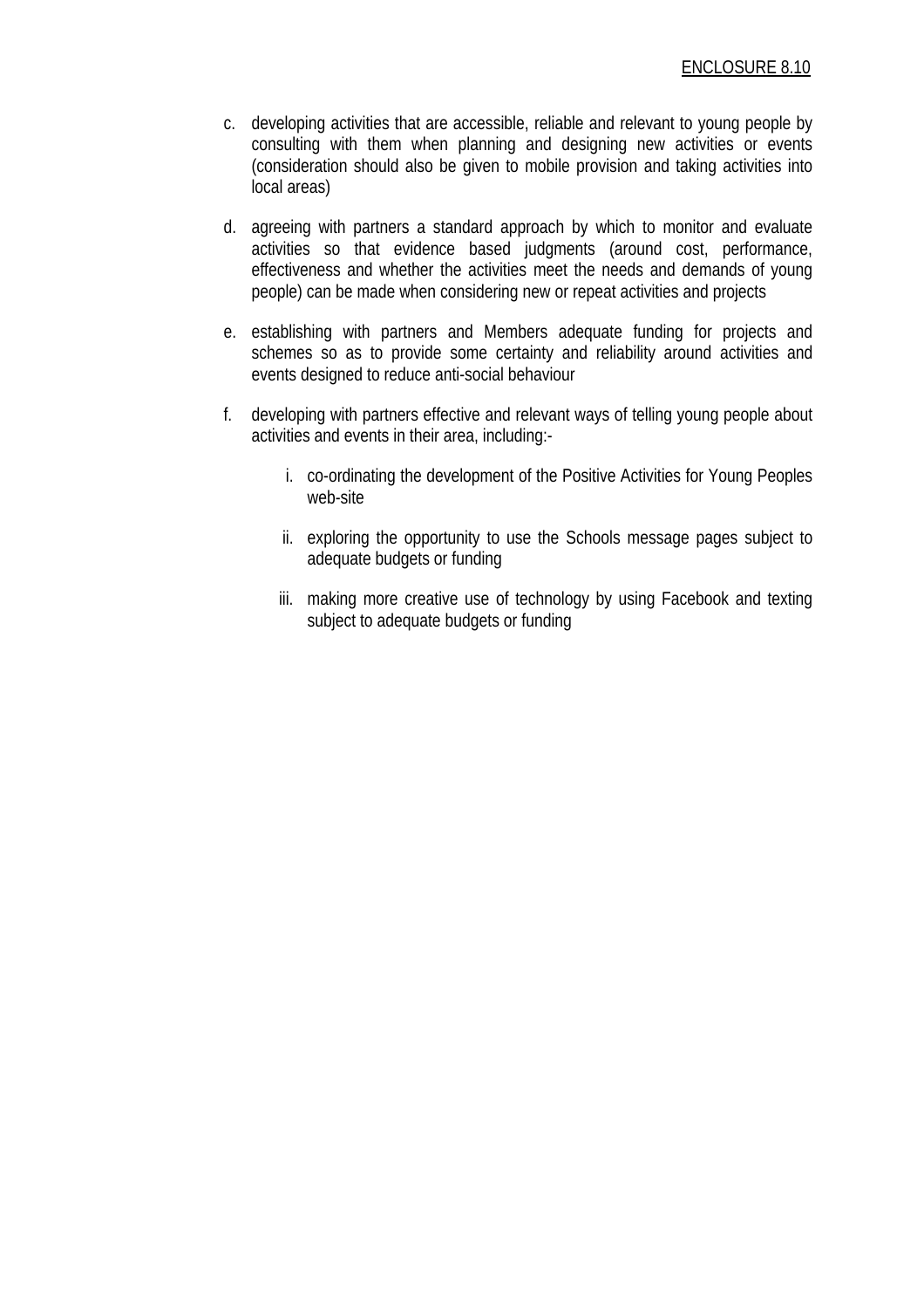ENCLOSURE 8.10

c. developing activities that are accessible, reliable and relevant to young people by consulting with them when planning and designing new activities or events (consideration should also be given to mobile provision and taking activities into local areas)

d. agreeing with partners a standard approach by which to monitor and evaluate activities so that evidence based judgments (around cost, performance, effectiveness and whether the activities meet the needs and demands of young people) can be made when considering new or repeat activities and projects

e. establishing with partners and Members adequate funding for projects and schemes so as to provide some certainty and reliability around activities and events designed to reduce anti-social behaviour

f. developing with partners effective and relevant ways of telling young people about activities and events in their area, including:-

   i. co-ordinating the development of the Positive Activities for Young Peoples web-site

   ii. exploring the opportunity to use the Schools message pages subject to adequate budgets or funding

   iii. making more creative use of technology by using Facebook and texting subject to adequate budgets or funding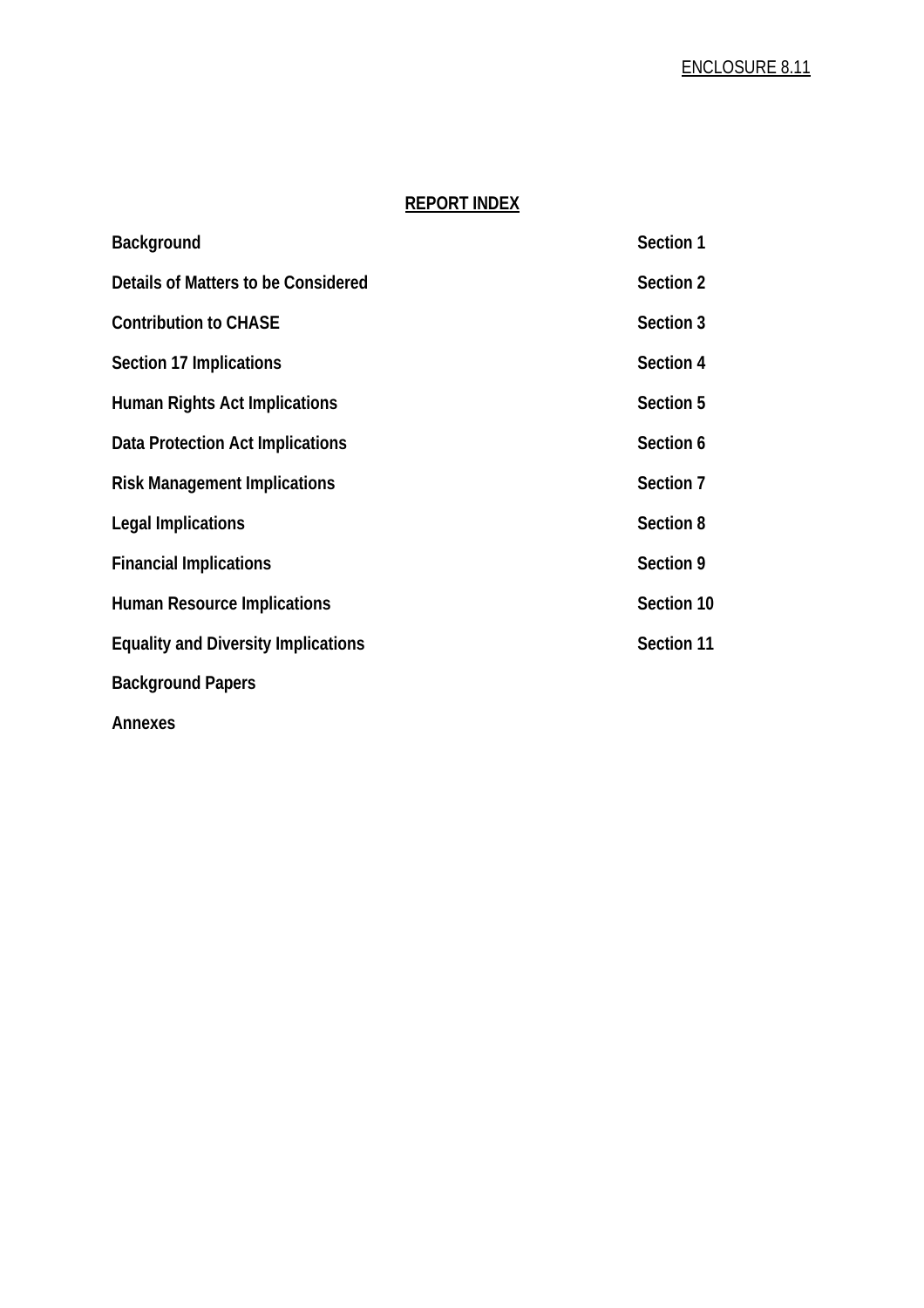ENCLOSURE 8.11

## REPORT INDEX

| | |
|---|---|
| **Background** | **Section 1** |
| **Details of Matters to be Considered** | **Section 2** |
| **Contribution to CHASE** | **Section 3** |
| **Section 17 Implications** | **Section 4** |
| **Human Rights Act Implications** | **Section 5** |
| **Data Protection Act Implications** | **Section 6** |
| **Risk Management Implications** | **Section 7** |
| **Legal Implications** | **Section 8** |
| **Financial Implications** | **Section 9** |
| **Human Resource Implications** | **Section 10** |
| **Equality and Diversity Implications** | **Section 11** |
| **Background Papers** | |
| **Annexes** | |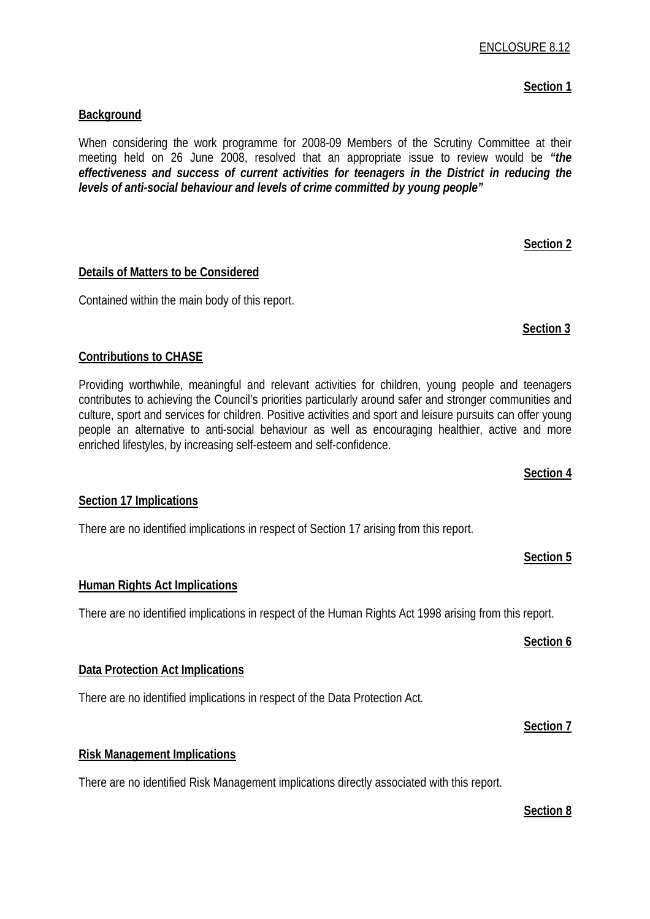ENCLOSURE 8.12

**Section 1**

**Background**

When considering the work programme for 2008-09 Members of the Scrutiny Committee at their meeting held on 26 June 2008, resolved that an appropriate issue to review would be ***"the effectiveness and success of current activities for teenagers in the District in reducing the levels of anti-social behaviour and levels of crime committed by young people"***

**Section 2**

**Details of Matters to be Considered**

Contained within the main body of this report.

**Section 3**

**Contributions to CHASE**

Providing worthwhile, meaningful and relevant activities for children, young people and teenagers contributes to achieving the Council's priorities particularly around safer and stronger communities and culture, sport and services for children. Positive activities and sport and leisure pursuits can offer young people an alternative to anti-social behaviour as well as encouraging healthier, active and more enriched lifestyles, by increasing self-esteem and self-confidence.

**Section 4**

**Section 17 Implications**

There are no identified implications in respect of Section 17 arising from this report.

**Section 5**

**Human Rights Act Implications**

There are no identified implications in respect of the Human Rights Act 1998 arising from this report.

**Section 6**

**Data Protection Act Implications**

There are no identified implications in respect of the Data Protection Act.

**Section 7**

**Risk Management Implications**

There are no identified Risk Management implications directly associated with this report.

**Section 8**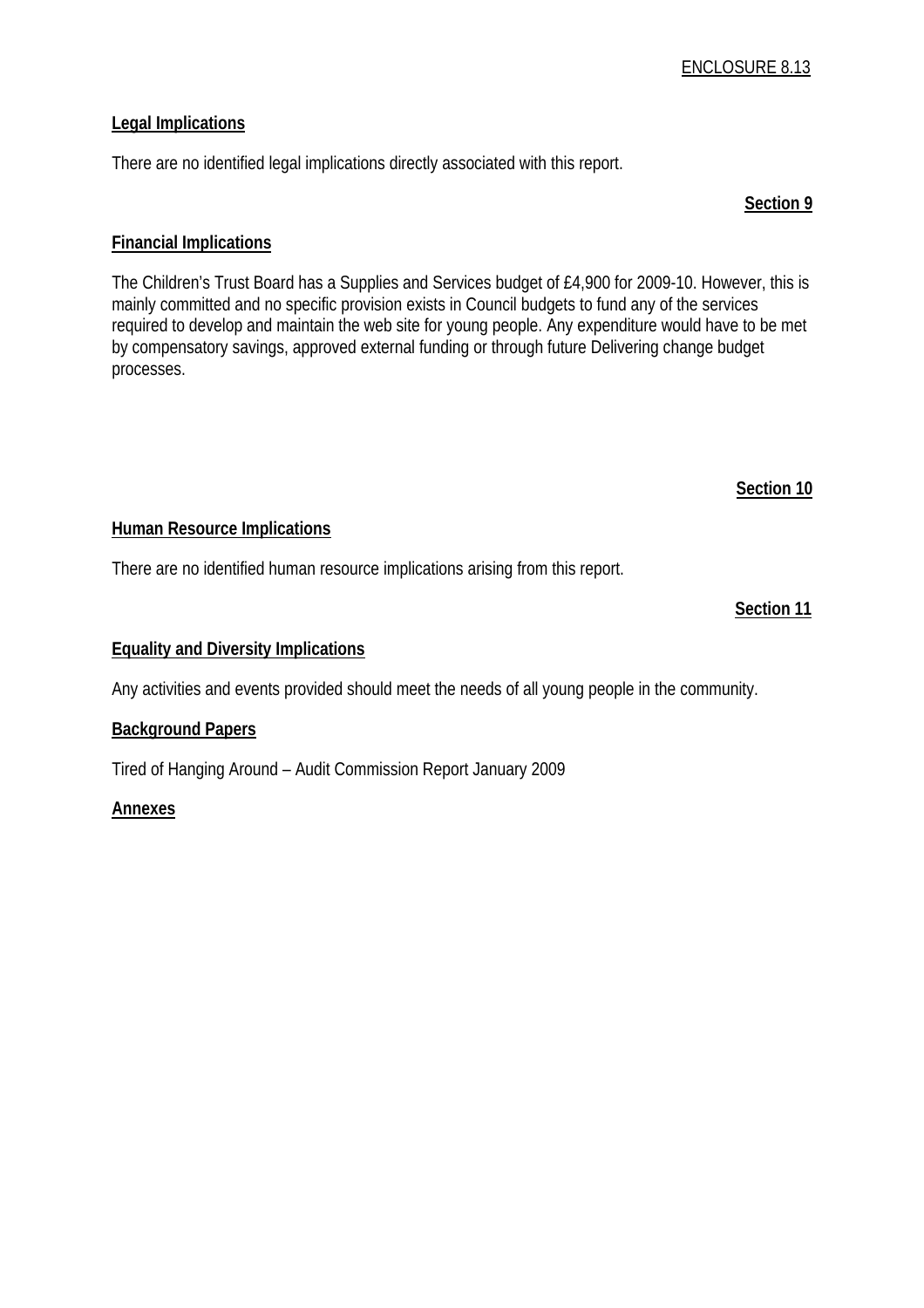ENCLOSURE 8.13

**Legal Implications**

There are no identified legal implications directly associated with this report.

**Section 9**

**Financial Implications**

The Children's Trust Board has a Supplies and Services budget of £4,900 for 2009-10. However, this is mainly committed and no specific provision exists in Council budgets to fund any of the services required to develop and maintain the web site for young people. Any expenditure would have to be met by compensatory savings, approved external funding or through future Delivering change budget processes.

**Section 10**

**Human Resource Implications**

There are no identified human resource implications arising from this report.

**Section 11**

**Equality and Diversity Implications**

Any activities and events provided should meet the needs of all young people in the community.

**Background Papers**

Tired of Hanging Around – Audit Commission Report January 2009

**Annexes**